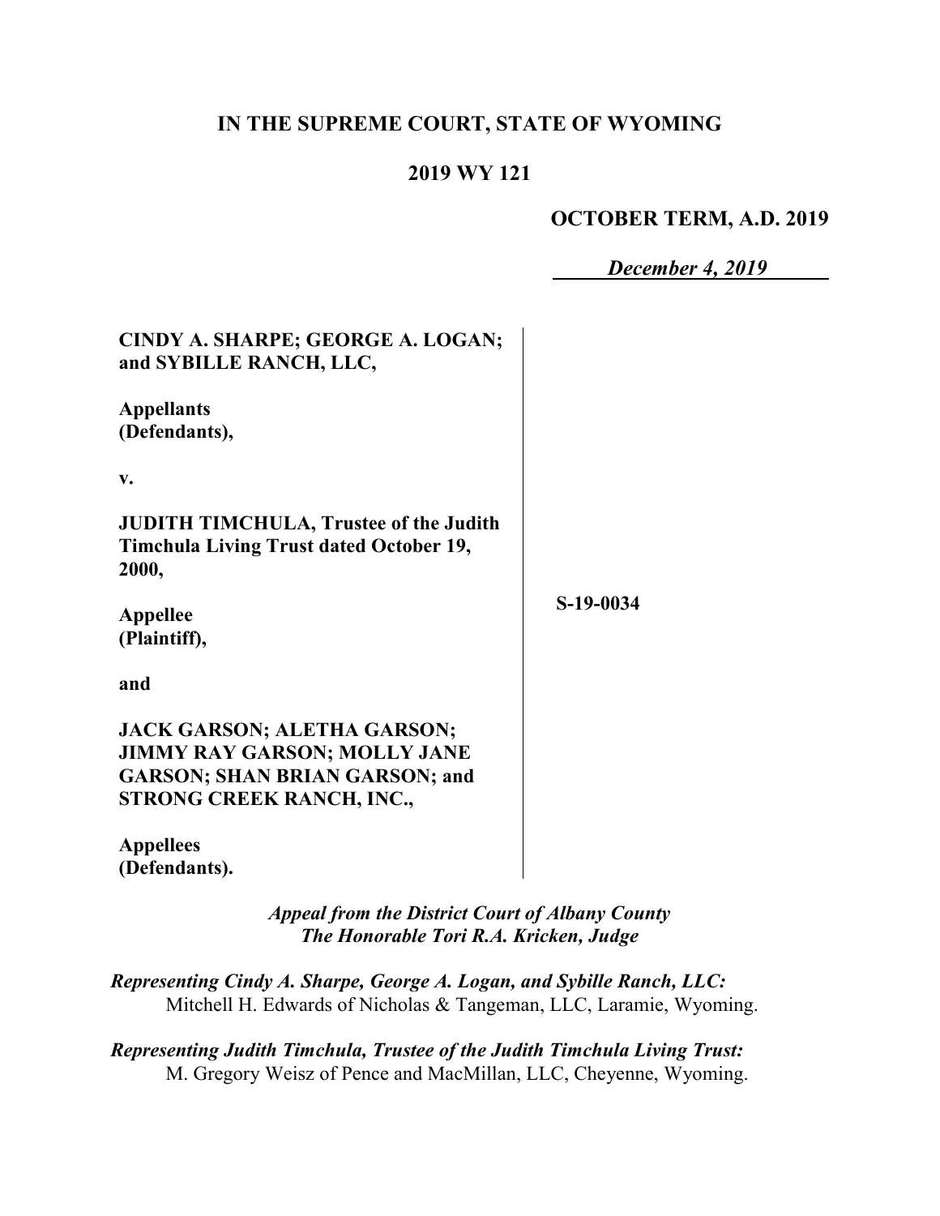**IN THE SUPREME COURT, STATE OF WYOMING**

**2019 WY 121**

**OCTOBER TERM, A.D. 2019**

***December 4, 2019***

**CINDY A. SHARPE; GEORGE A. LOGAN; and SYBILLE RANCH, LLC,**

**Appellants (Defendants),**

**v.**

**JUDITH TIMCHULA, Trustee of the Judith Timchula Living Trust dated October 19, 2000,**

**Appellee (Plaintiff),**

**and**

**JACK GARSON; ALETHA GARSON; JIMMY RAY GARSON; MOLLY JANE GARSON; SHAN BRIAN GARSON; and STRONG CREEK RANCH, INC.,**

**Appellees (Defendants).**

**S-19-0034**

*Appeal from the District Court of Albany County*
*The Honorable Tori R.A. Kricken, Judge*

*Representing Cindy A. Sharpe, George A. Logan, and Sybille Ranch, LLC:*
Mitchell H. Edwards of Nicholas & Tangeman, LLC, Laramie, Wyoming.

*Representing Judith Timchula, Trustee of the Judith Timchula Living Trust:*
M. Gregory Weisz of Pence and MacMillan, LLC, Cheyenne, Wyoming.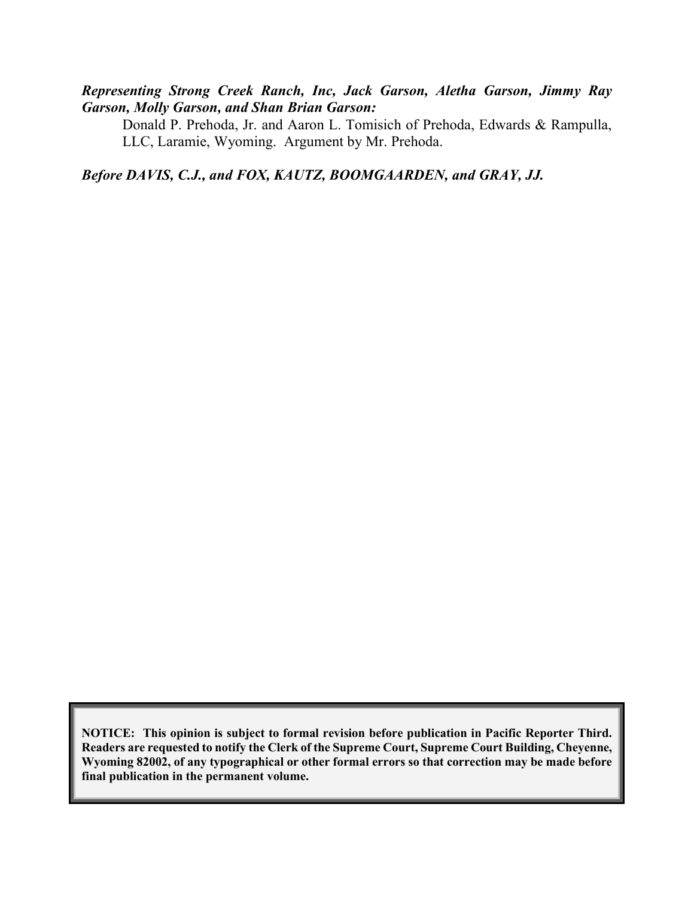***Representing Strong Creek Ranch, Inc, Jack Garson, Aletha Garson, Jimmy Ray Garson, Molly Garson, and Shan Brian Garson:***

Donald P. Prehoda, Jr. and Aaron L. Tomisich of Prehoda, Edwards & Rampulla, LLC, Laramie, Wyoming. Argument by Mr. Prehoda.

***Before DAVIS, C.J., and FOX, KAUTZ, BOOMGAARDEN, and GRAY, JJ.***

**NOTICE: This opinion is subject to formal revision before publication in Pacific Reporter Third. Readers are requested to notify the Clerk of the Supreme Court, Supreme Court Building, Cheyenne, Wyoming 82002, of any typographical or other formal errors so that correction may be made before final publication in the permanent volume.**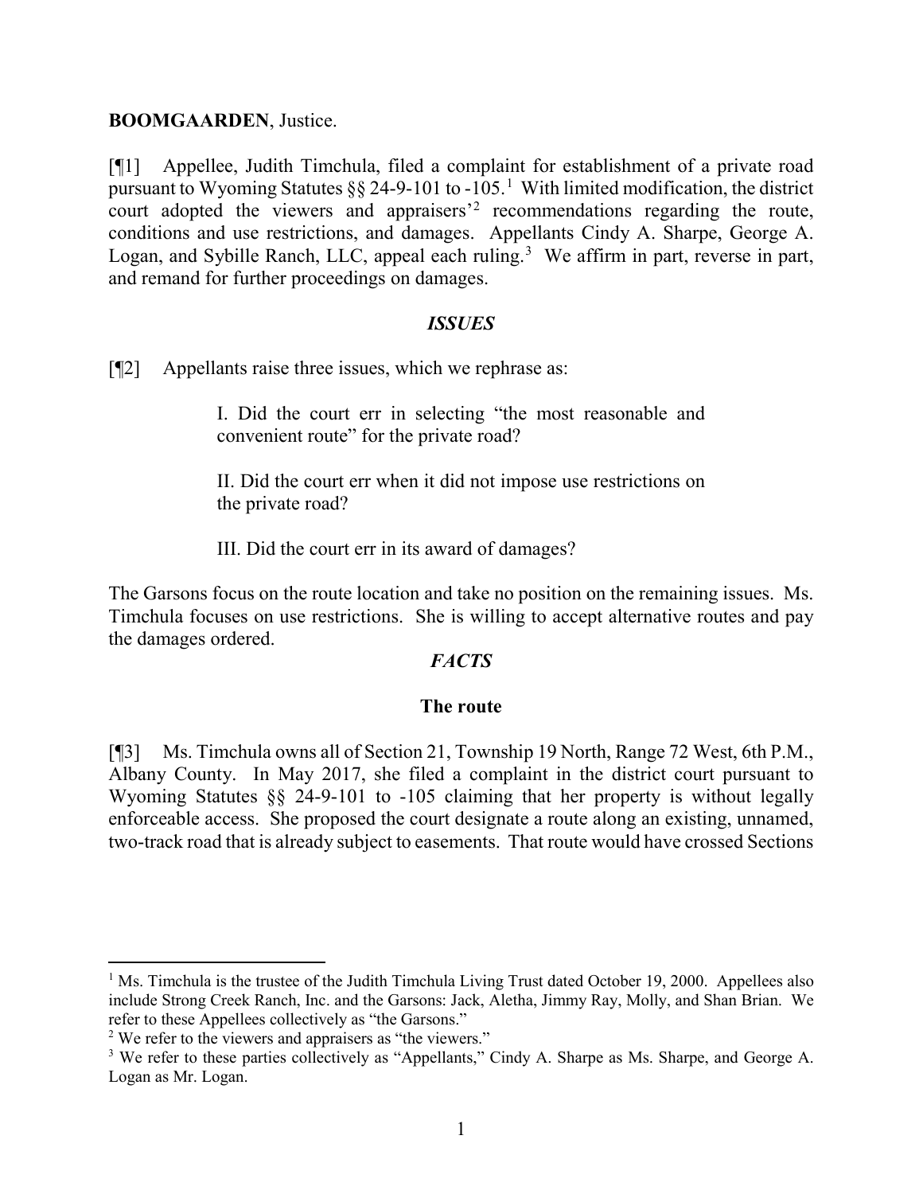**BOOMGAARDEN**, Justice.

[¶1] Appellee, Judith Timchula, filed a complaint for establishment of a private road pursuant to Wyoming Statutes §§ 24-9-101 to -105.[1] With limited modification, the district court adopted the viewers and appraisers'[2] recommendations regarding the route, conditions and use restrictions, and damages. Appellants Cindy A. Sharpe, George A. Logan, and Sybille Ranch, LLC, appeal each ruling.[3] We affirm in part, reverse in part, and remand for further proceedings on damages.

## *ISSUES*

[¶2] Appellants raise three issues, which we rephrase as:

> I. Did the court err in selecting "the most reasonable and convenient route" for the private road?
>
> II. Did the court err when it did not impose use restrictions on the private road?
>
> III. Did the court err in its award of damages?

The Garsons focus on the route location and take no position on the remaining issues. Ms. Timchula focuses on use restrictions. She is willing to accept alternative routes and pay the damages ordered.

## *FACTS*

### The route

[¶3] Ms. Timchula owns all of Section 21, Township 19 North, Range 72 West, 6th P.M., Albany County. In May 2017, she filed a complaint in the district court pursuant to Wyoming Statutes §§ 24-9-101 to -105 claiming that her property is without legally enforceable access. She proposed the court designate a route along an existing, unnamed, two-track road that is already subject to easements. That route would have crossed Sections

---

[1] Ms. Timchula is the trustee of the Judith Timchula Living Trust dated October 19, 2000. Appellees also include Strong Creek Ranch, Inc. and the Garsons: Jack, Aletha, Jimmy Ray, Molly, and Shan Brian. We refer to these Appellees collectively as "the Garsons."

[2] We refer to the viewers and appraisers as "the viewers."

[3] We refer to these parties collectively as "Appellants," Cindy A. Sharpe as Ms. Sharpe, and George A. Logan as Mr. Logan.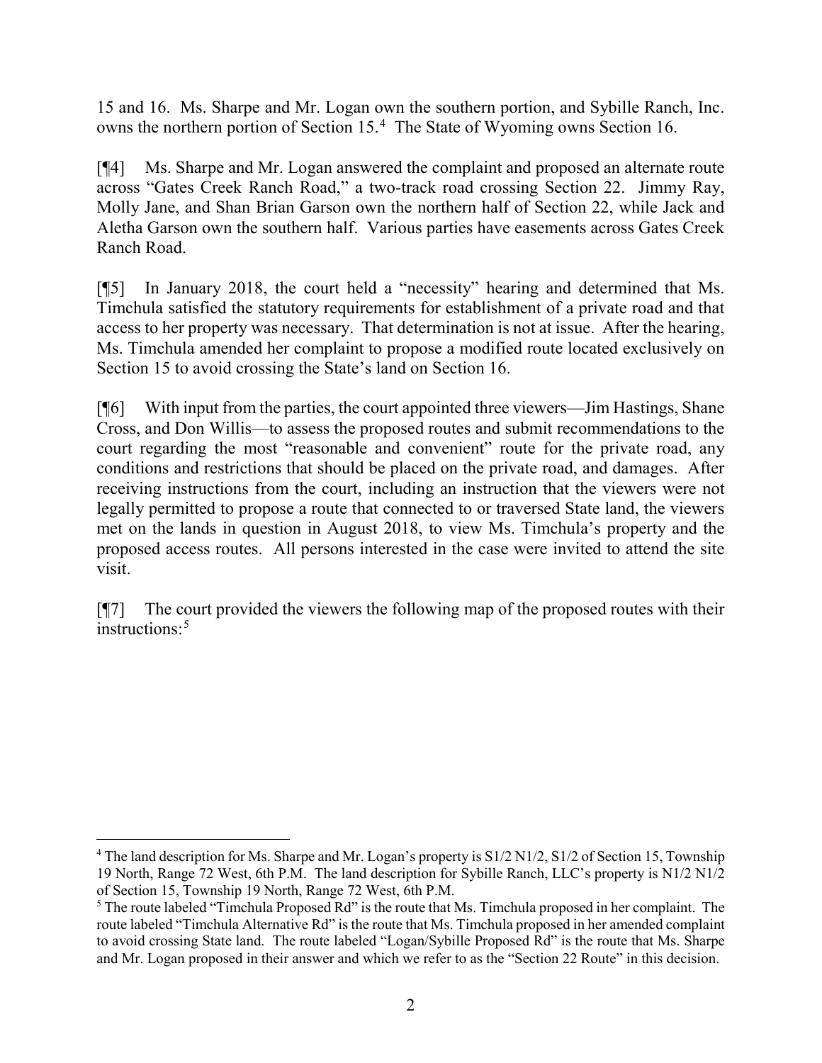15 and 16. Ms. Sharpe and Mr. Logan own the southern portion, and Sybille Ranch, Inc. owns the northern portion of Section 15.[4] The State of Wyoming owns Section 16.

[¶4] Ms. Sharpe and Mr. Logan answered the complaint and proposed an alternate route across "Gates Creek Ranch Road," a two-track road crossing Section 22. Jimmy Ray, Molly Jane, and Shan Brian Garson own the northern half of Section 22, while Jack and Aletha Garson own the southern half. Various parties have easements across Gates Creek Ranch Road.

[¶5] In January 2018, the court held a "necessity" hearing and determined that Ms. Timchula satisfied the statutory requirements for establishment of a private road and that access to her property was necessary. That determination is not at issue. After the hearing, Ms. Timchula amended her complaint to propose a modified route located exclusively on Section 15 to avoid crossing the State's land on Section 16.

[¶6] With input from the parties, the court appointed three viewers—Jim Hastings, Shane Cross, and Don Willis—to assess the proposed routes and submit recommendations to the court regarding the most "reasonable and convenient" route for the private road, any conditions and restrictions that should be placed on the private road, and damages. After receiving instructions from the court, including an instruction that the viewers were not legally permitted to propose a route that connected to or traversed State land, the viewers met on the lands in question in August 2018, to view Ms. Timchula's property and the proposed access routes. All persons interested in the case were invited to attend the site visit.

[¶7] The court provided the viewers the following map of the proposed routes with their instructions:[5]

---

[4] The land description for Ms. Sharpe and Mr. Logan's property is S1/2 N1/2, S1/2 of Section 15, Township 19 North, Range 72 West, 6th P.M. The land description for Sybille Ranch, LLC's property is N1/2 N1/2 of Section 15, Township 19 North, Range 72 West, 6th P.M.

[5] The route labeled "Timchula Proposed Rd" is the route that Ms. Timchula proposed in her complaint. The route labeled "Timchula Alternative Rd" is the route that Ms. Timchula proposed in her amended complaint to avoid crossing State land. The route labeled "Logan/Sybille Proposed Rd" is the route that Ms. Sharpe and Mr. Logan proposed in their answer and which we refer to as the "Section 22 Route" in this decision.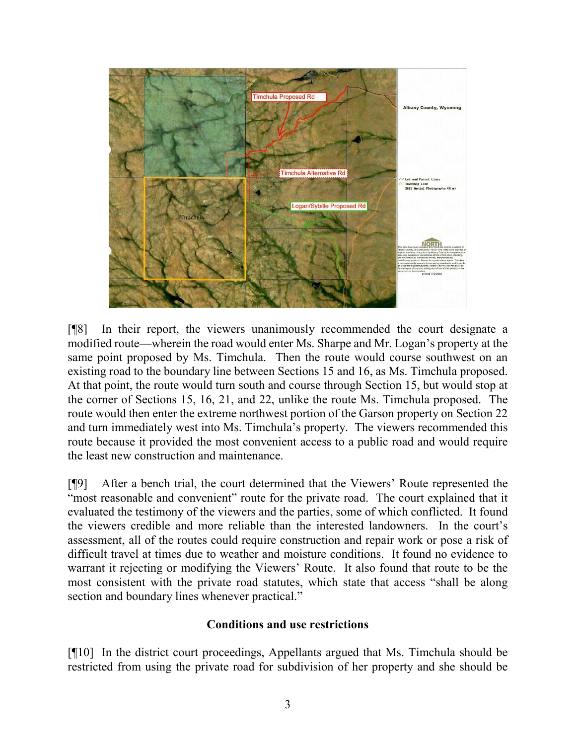[¶8] In their report, the viewers unanimously recommended the court designate a modified route—wherein the road would enter Ms. Sharpe and Mr. Logan's property at the same point proposed by Ms. Timchula. Then the route would course southwest on an existing road to the boundary line between Sections 15 and 16, as Ms. Timchula proposed. At that point, the route would turn south and course through Section 15, but would stop at the corner of Sections 15, 16, 21, and 22, unlike the route Ms. Timchula proposed. The route would then enter the extreme northwest portion of the Garson property on Section 22 and turn immediately west into Ms. Timchula's property. The viewers recommended this route because it provided the most convenient access to a public road and would require the least new construction and maintenance.

[¶9] After a bench trial, the court determined that the Viewers' Route represented the "most reasonable and convenient" route for the private road. The court explained that it evaluated the testimony of the viewers and the parties, some of which conflicted. It found the viewers credible and more reliable than the interested landowners. In the court's assessment, all of the routes could require construction and repair work or pose a risk of difficult travel at times due to weather and moisture conditions. It found no evidence to warrant it rejecting or modifying the Viewers' Route. It also found that route to be the most consistent with the private road statutes, which state that access "shall be along section and boundary lines whenever practical."

### Conditions and use restrictions

[¶10] In the district court proceedings, Appellants argued that Ms. Timchula should be restricted from using the private road for subdivision of her property and she should be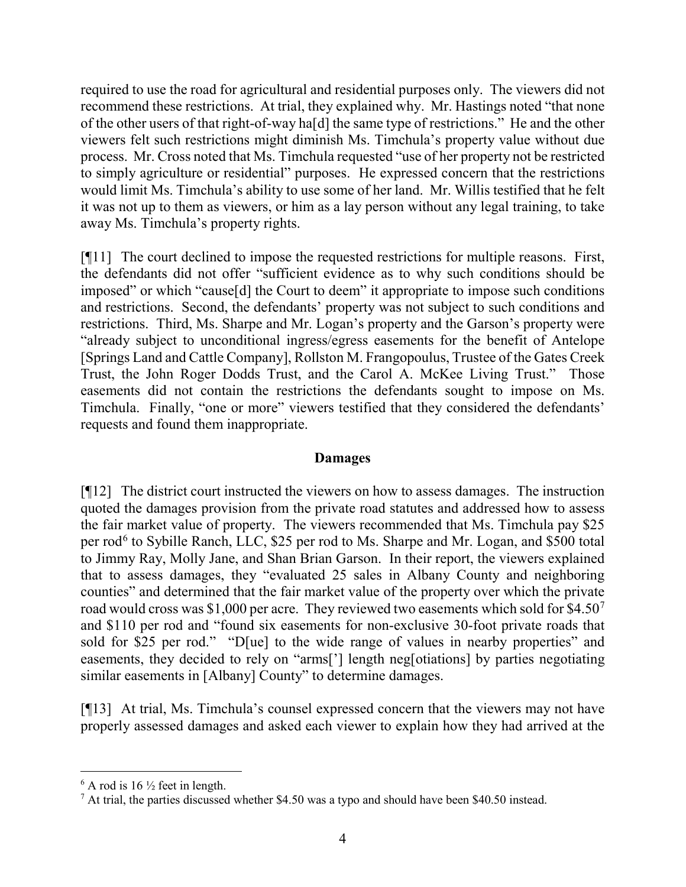required to use the road for agricultural and residential purposes only. The viewers did not recommend these restrictions. At trial, they explained why. Mr. Hastings noted "that none of the other users of that right-of-way ha[d] the same type of restrictions." He and the other viewers felt such restrictions might diminish Ms. Timchula's property value without due process. Mr. Cross noted that Ms. Timchula requested "use of her property not be restricted to simply agriculture or residential" purposes. He expressed concern that the restrictions would limit Ms. Timchula's ability to use some of her land. Mr. Willis testified that he felt it was not up to them as viewers, or him as a lay person without any legal training, to take away Ms. Timchula's property rights.

[¶11] The court declined to impose the requested restrictions for multiple reasons. First, the defendants did not offer "sufficient evidence as to why such conditions should be imposed" or which "cause[d] the Court to deem" it appropriate to impose such conditions and restrictions. Second, the defendants' property was not subject to such conditions and restrictions. Third, Ms. Sharpe and Mr. Logan's property and the Garson's property were "already subject to unconditional ingress/egress easements for the benefit of Antelope [Springs Land and Cattle Company], Rollston M. Frangopoulus, Trustee of the Gates Creek Trust, the John Roger Dodds Trust, and the Carol A. McKee Living Trust." Those easements did not contain the restrictions the defendants sought to impose on Ms. Timchula. Finally, "one or more" viewers testified that they considered the defendants' requests and found them inappropriate.

## Damages

[¶12] The district court instructed the viewers on how to assess damages. The instruction quoted the damages provision from the private road statutes and addressed how to assess the fair market value of property. The viewers recommended that Ms. Timchula pay $25 per rod[6] to Sybille Ranch, LLC, $25 per rod to Ms. Sharpe and Mr. Logan, and $500 total to Jimmy Ray, Molly Jane, and Shan Brian Garson. In their report, the viewers explained that to assess damages, they "evaluated 25 sales in Albany County and neighboring counties" and determined that the fair market value of the property over which the private road would cross was $1,000 per acre. They reviewed two easements which sold for $4.50[7] and $110 per rod and "found six easements for non-exclusive 30-foot private roads that sold for $25 per rod." "D[ue] to the wide range of values in nearby properties" and easements, they decided to rely on "arms['] length neg[otiations] by parties negotiating similar easements in [Albany] County" to determine damages.

[¶13] At trial, Ms. Timchula's counsel expressed concern that the viewers may not have properly assessed damages and asked each viewer to explain how they had arrived at the

---

[6] A rod is 16 ½ feet in length.

[7] At trial, the parties discussed whether $4.50 was a typo and should have been $40.50 instead.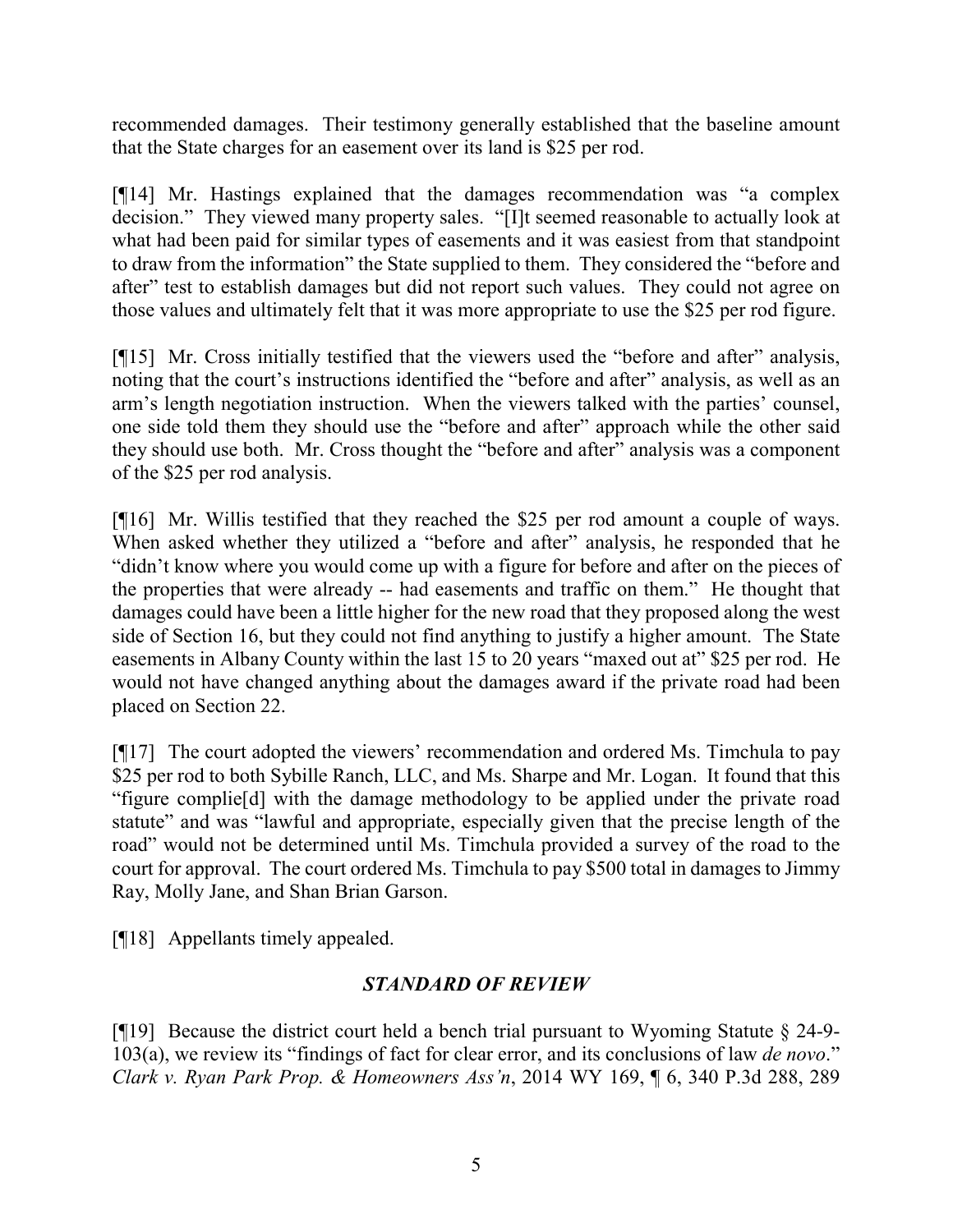recommended damages. Their testimony generally established that the baseline amount that the State charges for an easement over its land is $25 per rod.

[¶14] Mr. Hastings explained that the damages recommendation was "a complex decision." They viewed many property sales. "[I]t seemed reasonable to actually look at what had been paid for similar types of easements and it was easiest from that standpoint to draw from the information" the State supplied to them. They considered the "before and after" test to establish damages but did not report such values. They could not agree on those values and ultimately felt that it was more appropriate to use the $25 per rod figure.

[¶15] Mr. Cross initially testified that the viewers used the "before and after" analysis, noting that the court's instructions identified the "before and after" analysis, as well as an arm's length negotiation instruction. When the viewers talked with the parties' counsel, one side told them they should use the "before and after" approach while the other said they should use both. Mr. Cross thought the "before and after" analysis was a component of the $25 per rod analysis.

[¶16] Mr. Willis testified that they reached the $25 per rod amount a couple of ways. When asked whether they utilized a "before and after" analysis, he responded that he "didn't know where you would come up with a figure for before and after on the pieces of the properties that were already -- had easements and traffic on them." He thought that damages could have been a little higher for the new road that they proposed along the west side of Section 16, but they could not find anything to justify a higher amount. The State easements in Albany County within the last 15 to 20 years "maxed out at" $25 per rod. He would not have changed anything about the damages award if the private road had been placed on Section 22.

[¶17] The court adopted the viewers' recommendation and ordered Ms. Timchula to pay $25 per rod to both Sybille Ranch, LLC, and Ms. Sharpe and Mr. Logan. It found that this "figure complie[d] with the damage methodology to be applied under the private road statute" and was "lawful and appropriate, especially given that the precise length of the road" would not be determined until Ms. Timchula provided a survey of the road to the court for approval. The court ordered Ms. Timchula to pay $500 total in damages to Jimmy Ray, Molly Jane, and Shan Brian Garson.

[¶18] Appellants timely appealed.

## *STANDARD OF REVIEW*

[¶19] Because the district court held a bench trial pursuant to Wyoming Statute § 24-9-103(a), we review its "findings of fact for clear error, and its conclusions of law *de novo*." *Clark v. Ryan Park Prop. & Homeowners Ass'n*, 2014 WY 169, ¶ 6, 340 P.3d 288, 289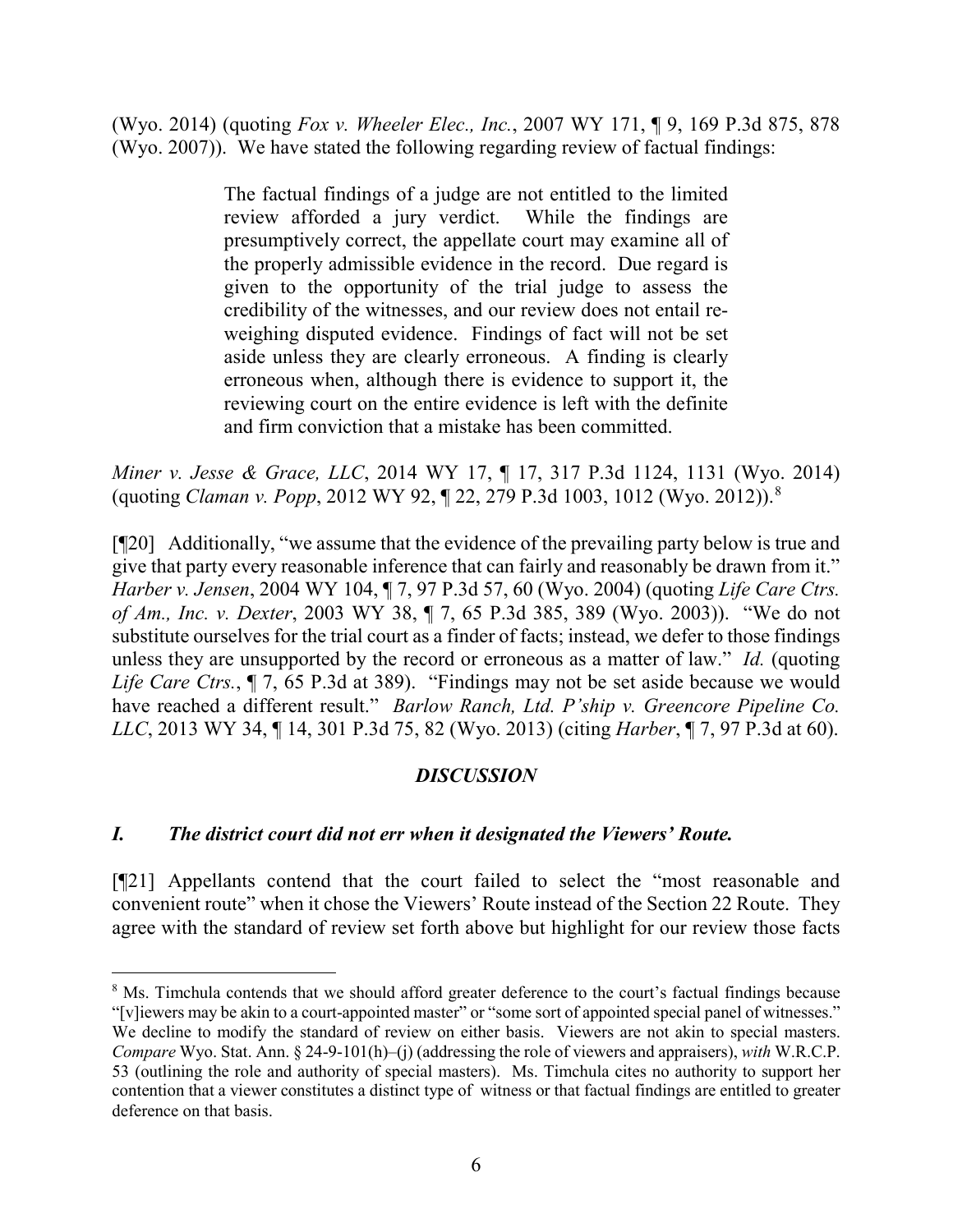(Wyo. 2014) (quoting *Fox v. Wheeler Elec., Inc.*, 2007 WY 171, ¶ 9, 169 P.3d 875, 878 (Wyo. 2007)). We have stated the following regarding review of factual findings:

> The factual findings of a judge are not entitled to the limited review afforded a jury verdict. While the findings are presumptively correct, the appellate court may examine all of the properly admissible evidence in the record. Due regard is given to the opportunity of the trial judge to assess the credibility of the witnesses, and our review does not entail re-weighing disputed evidence. Findings of fact will not be set aside unless they are clearly erroneous. A finding is clearly erroneous when, although there is evidence to support it, the reviewing court on the entire evidence is left with the definite and firm conviction that a mistake has been committed.

*Miner v. Jesse & Grace, LLC*, 2014 WY 17, ¶ 17, 317 P.3d 1124, 1131 (Wyo. 2014) (quoting *Claman v. Popp*, 2012 WY 92, ¶ 22, 279 P.3d 1003, 1012 (Wyo. 2012)).[8]

[¶20] Additionally, "we assume that the evidence of the prevailing party below is true and give that party every reasonable inference that can fairly and reasonably be drawn from it." *Harber v. Jensen*, 2004 WY 104, ¶ 7, 97 P.3d 57, 60 (Wyo. 2004) (quoting *Life Care Ctrs. of Am., Inc. v. Dexter*, 2003 WY 38, ¶ 7, 65 P.3d 385, 389 (Wyo. 2003)). "We do not substitute ourselves for the trial court as a finder of facts; instead, we defer to those findings unless they are unsupported by the record or erroneous as a matter of law." *Id.* (quoting *Life Care Ctrs.*, ¶ 7, 65 P.3d at 389). "Findings may not be set aside because we would have reached a different result." *Barlow Ranch, Ltd. P'ship v. Greencore Pipeline Co. LLC*, 2013 WY 34, ¶ 14, 301 P.3d 75, 82 (Wyo. 2013) (citing *Harber*, ¶ 7, 97 P.3d at 60).

## *DISCUSSION*

### *I. The district court did not err when it designated the Viewers' Route.*

[¶21] Appellants contend that the court failed to select the "most reasonable and convenient route" when it chose the Viewers' Route instead of the Section 22 Route. They agree with the standard of review set forth above but highlight for our review those facts

---

[8] Ms. Timchula contends that we should afford greater deference to the court's factual findings because "[v]iewers may be akin to a court-appointed master" or "some sort of appointed special panel of witnesses." We decline to modify the standard of review on either basis. Viewers are not akin to special masters. *Compare* Wyo. Stat. Ann. § 24-9-101(h)–(j) (addressing the role of viewers and appraisers), *with* W.R.C.P. 53 (outlining the role and authority of special masters). Ms. Timchula cites no authority to support her contention that a viewer constitutes a distinct type of witness or that factual findings are entitled to greater deference on that basis.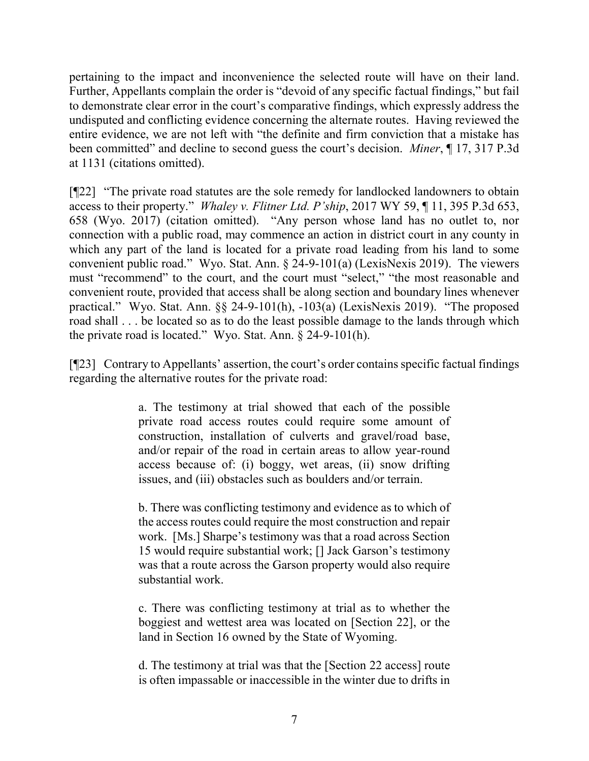pertaining to the impact and inconvenience the selected route will have on their land. Further, Appellants complain the order is "devoid of any specific factual findings," but fail to demonstrate clear error in the court's comparative findings, which expressly address the undisputed and conflicting evidence concerning the alternate routes. Having reviewed the entire evidence, we are not left with "the definite and firm conviction that a mistake has been committed" and decline to second guess the court's decision. *Miner*, ¶ 17, 317 P.3d at 1131 (citations omitted).

[¶22] "The private road statutes are the sole remedy for landlocked landowners to obtain access to their property." *Whaley v. Flitner Ltd. P'ship*, 2017 WY 59, ¶ 11, 395 P.3d 653, 658 (Wyo. 2017) (citation omitted). "Any person whose land has no outlet to, nor connection with a public road, may commence an action in district court in any county in which any part of the land is located for a private road leading from his land to some convenient public road." Wyo. Stat. Ann. § 24-9-101(a) (LexisNexis 2019). The viewers must "recommend" to the court, and the court must "select," "the most reasonable and convenient route, provided that access shall be along section and boundary lines whenever practical." Wyo. Stat. Ann. §§ 24-9-101(h), -103(a) (LexisNexis 2019). "The proposed road shall . . . be located so as to do the least possible damage to the lands through which the private road is located." Wyo. Stat. Ann. § 24-9-101(h).

[¶23] Contrary to Appellants' assertion, the court's order contains specific factual findings regarding the alternative routes for the private road:

> a. The testimony at trial showed that each of the possible private road access routes could require some amount of construction, installation of culverts and gravel/road base, and/or repair of the road in certain areas to allow year-round access because of: (i) boggy, wet areas, (ii) snow drifting issues, and (iii) obstacles such as boulders and/or terrain.
>
> b. There was conflicting testimony and evidence as to which of the access routes could require the most construction and repair work. [Ms.] Sharpe's testimony was that a road across Section 15 would require substantial work; [] Jack Garson's testimony was that a route across the Garson property would also require substantial work.
>
> c. There was conflicting testimony at trial as to whether the boggiest and wettest area was located on [Section 22], or the land in Section 16 owned by the State of Wyoming.
>
> d. The testimony at trial was that the [Section 22 access] route is often impassable or inaccessible in the winter due to drifts in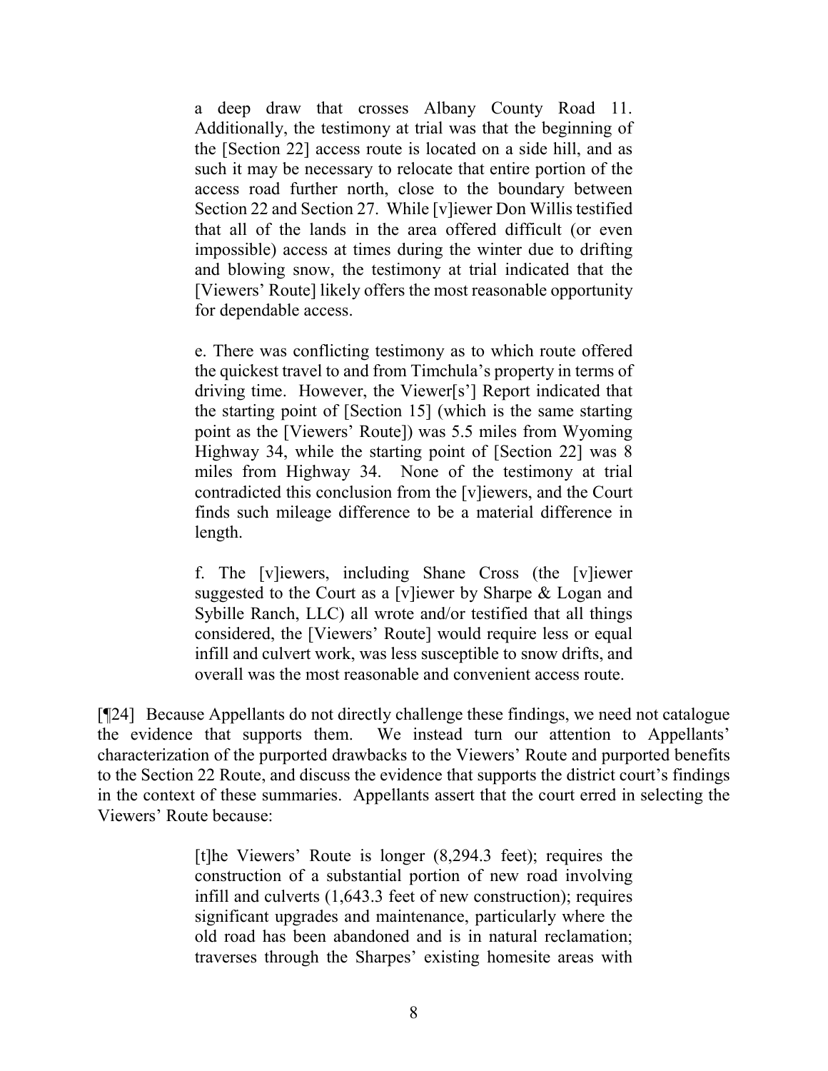> a deep draw that crosses Albany County Road 11. Additionally, the testimony at trial was that the beginning of the [Section 22] access route is located on a side hill, and as such it may be necessary to relocate that entire portion of the access road further north, close to the boundary between Section 22 and Section 27. While [v]iewer Don Willis testified that all of the lands in the area offered difficult (or even impossible) access at times during the winter due to drifting and blowing snow, the testimony at trial indicated that the [Viewers' Route] likely offers the most reasonable opportunity for dependable access.
>
> e. There was conflicting testimony as to which route offered the quickest travel to and from Timchula's property in terms of driving time. However, the Viewer[s'] Report indicated that the starting point of [Section 15] (which is the same starting point as the [Viewers' Route]) was 5.5 miles from Wyoming Highway 34, while the starting point of [Section 22] was 8 miles from Highway 34. None of the testimony at trial contradicted this conclusion from the [v]iewers, and the Court finds such mileage difference to be a material difference in length.
>
> f. The [v]iewers, including Shane Cross (the [v]iewer suggested to the Court as a [v]iewer by Sharpe & Logan and Sybille Ranch, LLC) all wrote and/or testified that all things considered, the [Viewers' Route] would require less or equal infill and culvert work, was less susceptible to snow drifts, and overall was the most reasonable and convenient access route.

[¶24] Because Appellants do not directly challenge these findings, we need not catalogue the evidence that supports them. We instead turn our attention to Appellants' characterization of the purported drawbacks to the Viewers' Route and purported benefits to the Section 22 Route, and discuss the evidence that supports the district court's findings in the context of these summaries. Appellants assert that the court erred in selecting the Viewers' Route because:

> [t]he Viewers' Route is longer (8,294.3 feet); requires the construction of a substantial portion of new road involving infill and culverts (1,643.3 feet of new construction); requires significant upgrades and maintenance, particularly where the old road has been abandoned and is in natural reclamation; traverses through the Sharpes' existing homesite areas with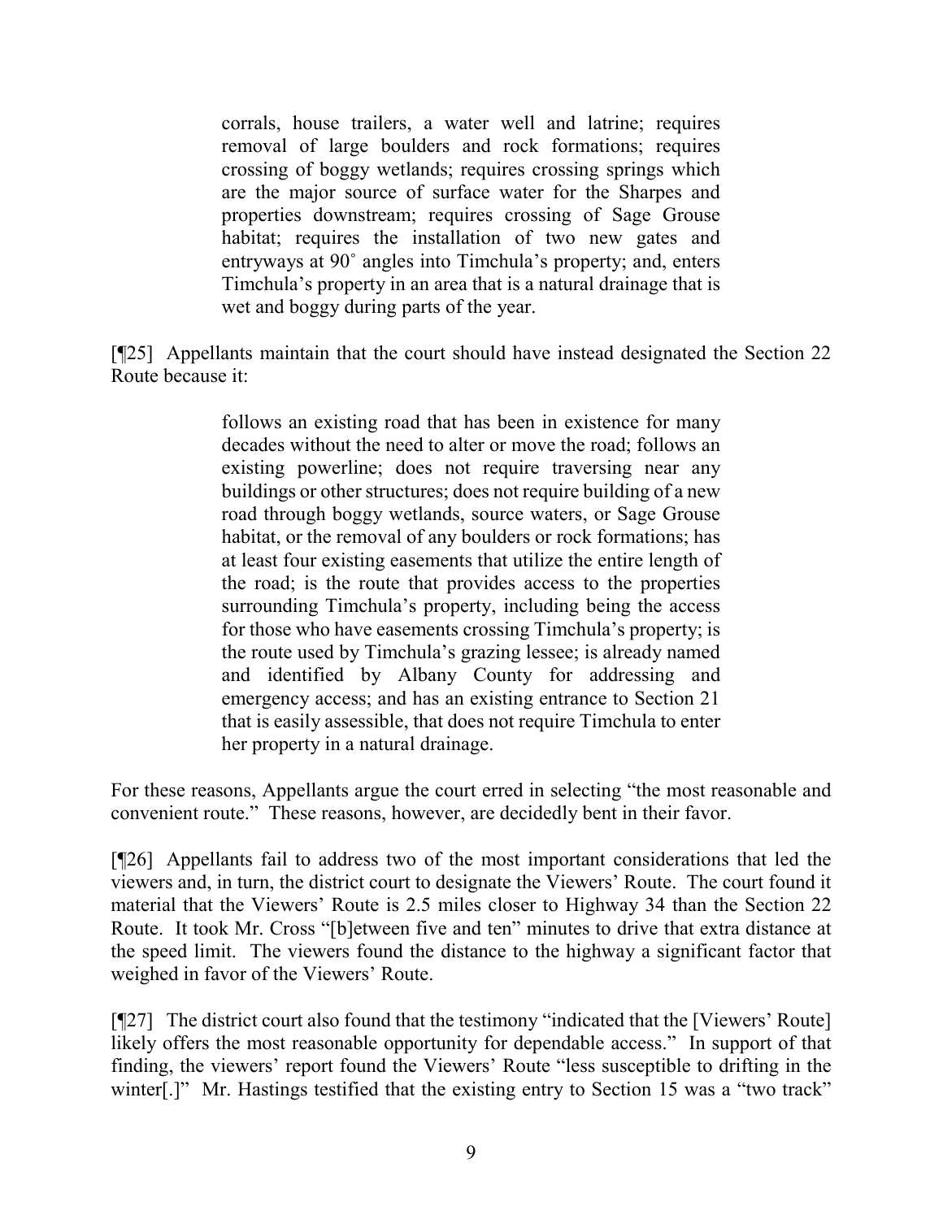> corrals, house trailers, a water well and latrine; requires removal of large boulders and rock formations; requires crossing of boggy wetlands; requires crossing springs which are the major source of surface water for the Sharpes and properties downstream; requires crossing of Sage Grouse habitat; requires the installation of two new gates and entryways at 90˚ angles into Timchula's property; and, enters Timchula's property in an area that is a natural drainage that is wet and boggy during parts of the year.

[¶25] Appellants maintain that the court should have instead designated the Section 22 Route because it:

> follows an existing road that has been in existence for many decades without the need to alter or move the road; follows an existing powerline; does not require traversing near any buildings or other structures; does not require building of a new road through boggy wetlands, source waters, or Sage Grouse habitat, or the removal of any boulders or rock formations; has at least four existing easements that utilize the entire length of the road; is the route that provides access to the properties surrounding Timchula's property, including being the access for those who have easements crossing Timchula's property; is the route used by Timchula's grazing lessee; is already named and identified by Albany County for addressing and emergency access; and has an existing entrance to Section 21 that is easily assessible, that does not require Timchula to enter her property in a natural drainage.

For these reasons, Appellants argue the court erred in selecting "the most reasonable and convenient route." These reasons, however, are decidedly bent in their favor.

[¶26] Appellants fail to address two of the most important considerations that led the viewers and, in turn, the district court to designate the Viewers' Route. The court found it material that the Viewers' Route is 2.5 miles closer to Highway 34 than the Section 22 Route. It took Mr. Cross "[b]etween five and ten" minutes to drive that extra distance at the speed limit. The viewers found the distance to the highway a significant factor that weighed in favor of the Viewers' Route.

[¶27] The district court also found that the testimony "indicated that the [Viewers' Route] likely offers the most reasonable opportunity for dependable access." In support of that finding, the viewers' report found the Viewers' Route "less susceptible to drifting in the winter[.]" Mr. Hastings testified that the existing entry to Section 15 was a "two track"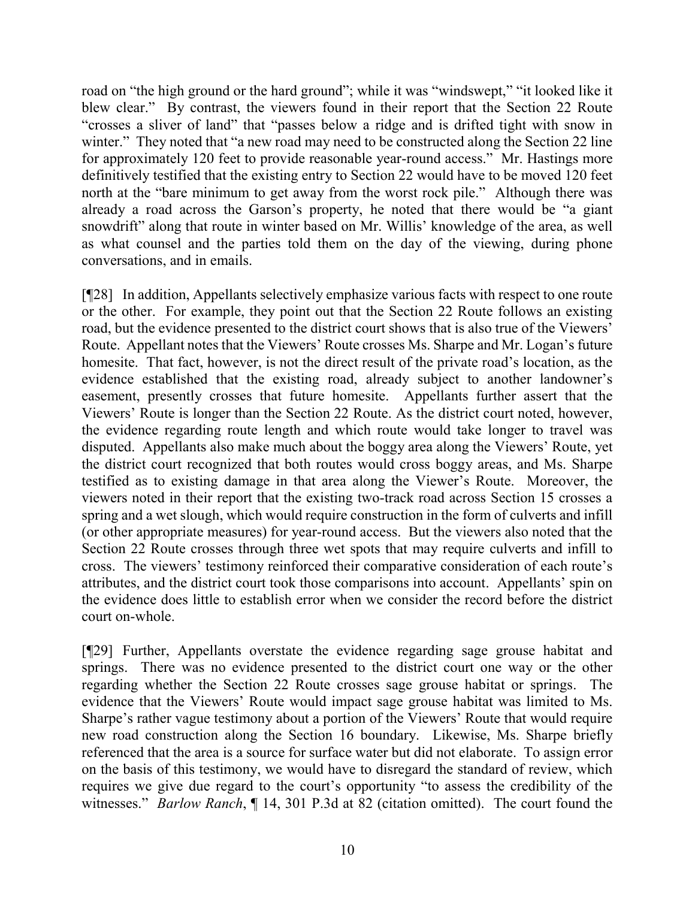road on "the high ground or the hard ground"; while it was "windswept," "it looked like it blew clear." By contrast, the viewers found in their report that the Section 22 Route "crosses a sliver of land" that "passes below a ridge and is drifted tight with snow in winter." They noted that "a new road may need to be constructed along the Section 22 line for approximately 120 feet to provide reasonable year-round access." Mr. Hastings more definitively testified that the existing entry to Section 22 would have to be moved 120 feet north at the "bare minimum to get away from the worst rock pile." Although there was already a road across the Garson's property, he noted that there would be "a giant snowdrift" along that route in winter based on Mr. Willis' knowledge of the area, as well as what counsel and the parties told them on the day of the viewing, during phone conversations, and in emails.

[¶28] In addition, Appellants selectively emphasize various facts with respect to one route or the other. For example, they point out that the Section 22 Route follows an existing road, but the evidence presented to the district court shows that is also true of the Viewers' Route. Appellant notes that the Viewers' Route crosses Ms. Sharpe and Mr. Logan's future homesite. That fact, however, is not the direct result of the private road's location, as the evidence established that the existing road, already subject to another landowner's easement, presently crosses that future homesite. Appellants further assert that the Viewers' Route is longer than the Section 22 Route. As the district court noted, however, the evidence regarding route length and which route would take longer to travel was disputed. Appellants also make much about the boggy area along the Viewers' Route, yet the district court recognized that both routes would cross boggy areas, and Ms. Sharpe testified as to existing damage in that area along the Viewer's Route. Moreover, the viewers noted in their report that the existing two-track road across Section 15 crosses a spring and a wet slough, which would require construction in the form of culverts and infill (or other appropriate measures) for year-round access. But the viewers also noted that the Section 22 Route crosses through three wet spots that may require culverts and infill to cross. The viewers' testimony reinforced their comparative consideration of each route's attributes, and the district court took those comparisons into account. Appellants' spin on the evidence does little to establish error when we consider the record before the district court on-whole.

[¶29] Further, Appellants overstate the evidence regarding sage grouse habitat and springs. There was no evidence presented to the district court one way or the other regarding whether the Section 22 Route crosses sage grouse habitat or springs. The evidence that the Viewers' Route would impact sage grouse habitat was limited to Ms. Sharpe's rather vague testimony about a portion of the Viewers' Route that would require new road construction along the Section 16 boundary. Likewise, Ms. Sharpe briefly referenced that the area is a source for surface water but did not elaborate. To assign error on the basis of this testimony, we would have to disregard the standard of review, which requires we give due regard to the court's opportunity "to assess the credibility of the witnesses." *Barlow Ranch*, ¶ 14, 301 P.3d at 82 (citation omitted). The court found the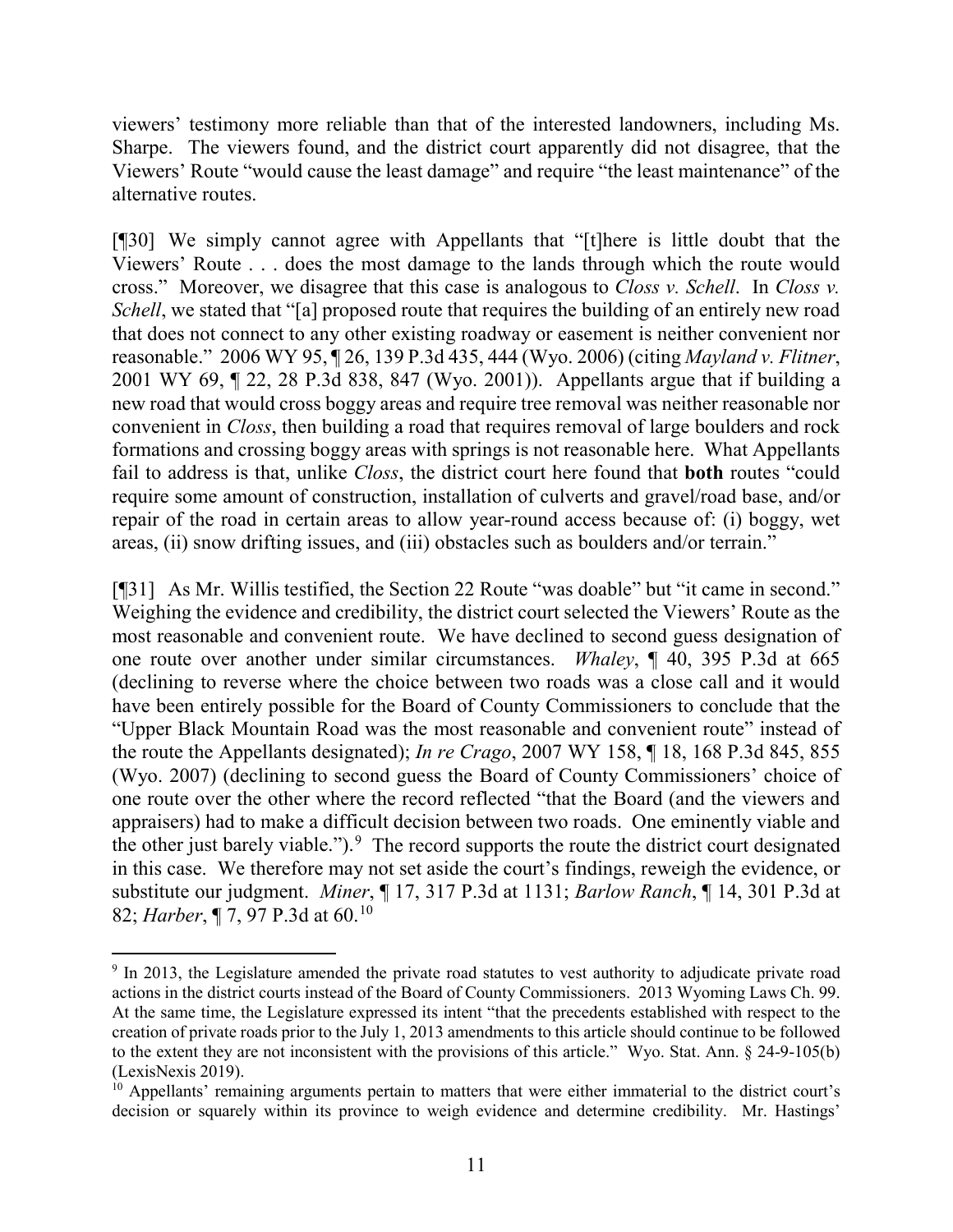viewers' testimony more reliable than that of the interested landowners, including Ms. Sharpe. The viewers found, and the district court apparently did not disagree, that the Viewers' Route "would cause the least damage" and require "the least maintenance" of the alternative routes.

[¶30] We simply cannot agree with Appellants that "[t]here is little doubt that the Viewers' Route . . . does the most damage to the lands through which the route would cross." Moreover, we disagree that this case is analogous to *Closs v. Schell*. In *Closs v. Schell*, we stated that "[a] proposed route that requires the building of an entirely new road that does not connect to any other existing roadway or easement is neither convenient nor reasonable." 2006 WY 95, ¶ 26, 139 P.3d 435, 444 (Wyo. 2006) (citing *Mayland v. Flitner*, 2001 WY 69, ¶ 22, 28 P.3d 838, 847 (Wyo. 2001)). Appellants argue that if building a new road that would cross boggy areas and require tree removal was neither reasonable nor convenient in *Closs*, then building a road that requires removal of large boulders and rock formations and crossing boggy areas with springs is not reasonable here. What Appellants fail to address is that, unlike *Closs*, the district court here found that **both** routes "could require some amount of construction, installation of culverts and gravel/road base, and/or repair of the road in certain areas to allow year-round access because of: (i) boggy, wet areas, (ii) snow drifting issues, and (iii) obstacles such as boulders and/or terrain."

[¶31] As Mr. Willis testified, the Section 22 Route "was doable" but "it came in second." Weighing the evidence and credibility, the district court selected the Viewers' Route as the most reasonable and convenient route. We have declined to second guess designation of one route over another under similar circumstances. *Whaley*, ¶ 40, 395 P.3d at 665 (declining to reverse where the choice between two roads was a close call and it would have been entirely possible for the Board of County Commissioners to conclude that the "Upper Black Mountain Road was the most reasonable and convenient route" instead of the route the Appellants designated); *In re Crago*, 2007 WY 158, ¶ 18, 168 P.3d 845, 855 (Wyo. 2007) (declining to second guess the Board of County Commissioners' choice of one route over the other where the record reflected "that the Board (and the viewers and appraisers) had to make a difficult decision between two roads. One eminently viable and the other just barely viable.").[9] The record supports the route the district court designated in this case. We therefore may not set aside the court's findings, reweigh the evidence, or substitute our judgment. *Miner*, ¶ 17, 317 P.3d at 1131; *Barlow Ranch*, ¶ 14, 301 P.3d at 82; *Harber*, ¶ 7, 97 P.3d at 60.[10]

---

[9] In 2013, the Legislature amended the private road statutes to vest authority to adjudicate private road actions in the district courts instead of the Board of County Commissioners. 2013 Wyoming Laws Ch. 99. At the same time, the Legislature expressed its intent "that the precedents established with respect to the creation of private roads prior to the July 1, 2013 amendments to this article should continue to be followed to the extent they are not inconsistent with the provisions of this article." Wyo. Stat. Ann. § 24-9-105(b) (LexisNexis 2019).

[10] Appellants' remaining arguments pertain to matters that were either immaterial to the district court's decision or squarely within its province to weigh evidence and determine credibility. Mr. Hastings'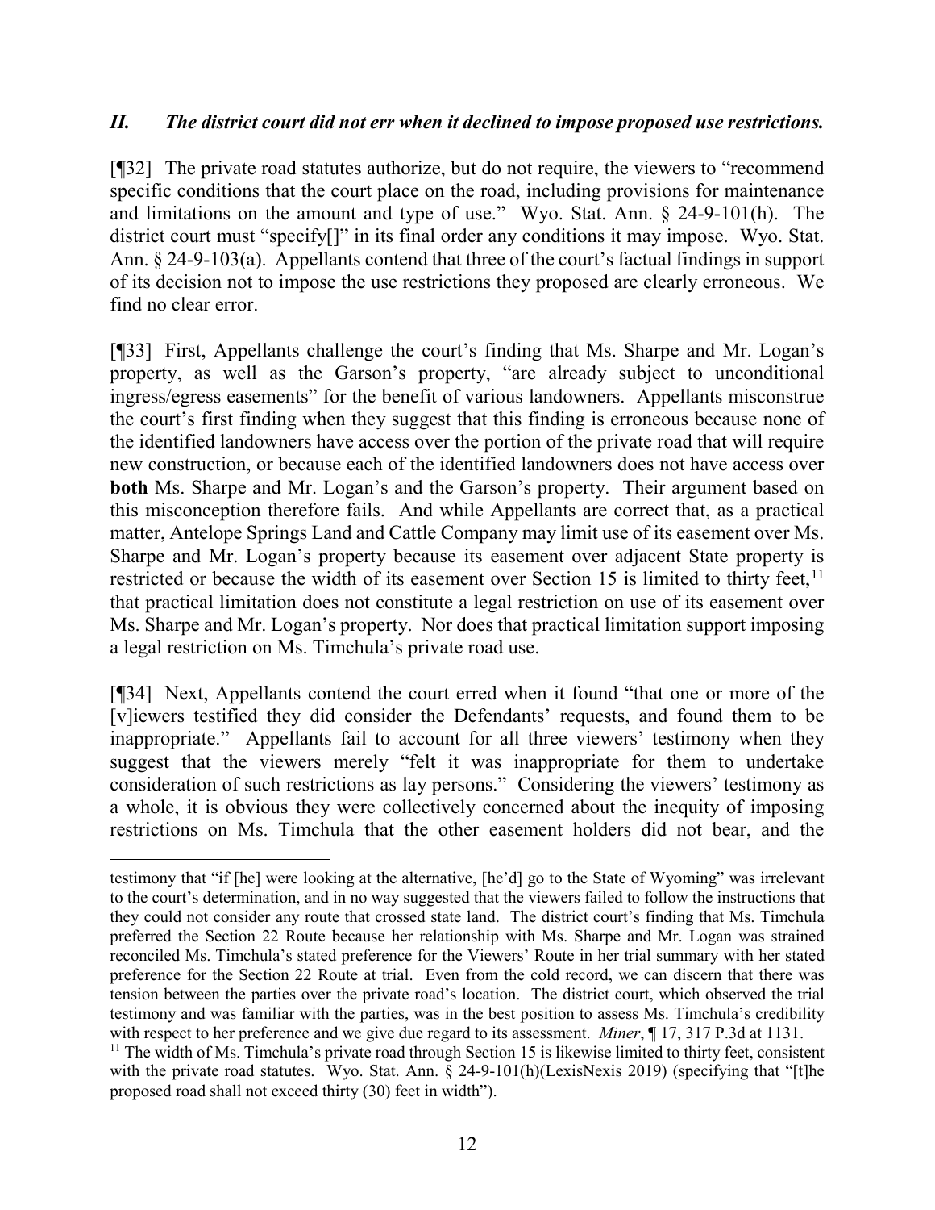### *II. The district court did not err when it declined to impose proposed use restrictions.*

[¶32] The private road statutes authorize, but do not require, the viewers to "recommend specific conditions that the court place on the road, including provisions for maintenance and limitations on the amount and type of use." Wyo. Stat. Ann. § 24-9-101(h). The district court must "specify[]" in its final order any conditions it may impose. Wyo. Stat. Ann. § 24-9-103(a). Appellants contend that three of the court's factual findings in support of its decision not to impose the use restrictions they proposed are clearly erroneous. We find no clear error.

[¶33] First, Appellants challenge the court's finding that Ms. Sharpe and Mr. Logan's property, as well as the Garson's property, "are already subject to unconditional ingress/egress easements" for the benefit of various landowners. Appellants misconstrue the court's first finding when they suggest that this finding is erroneous because none of the identified landowners have access over the portion of the private road that will require new construction, or because each of the identified landowners does not have access over **both** Ms. Sharpe and Mr. Logan's and the Garson's property. Their argument based on this misconception therefore fails. And while Appellants are correct that, as a practical matter, Antelope Springs Land and Cattle Company may limit use of its easement over Ms. Sharpe and Mr. Logan's property because its easement over adjacent State property is restricted or because the width of its easement over Section 15 is limited to thirty feet,[11] that practical limitation does not constitute a legal restriction on use of its easement over Ms. Sharpe and Mr. Logan's property. Nor does that practical limitation support imposing a legal restriction on Ms. Timchula's private road use.

[¶34] Next, Appellants contend the court erred when it found "that one or more of the [v]iewers testified they did consider the Defendants' requests, and found them to be inappropriate." Appellants fail to account for all three viewers' testimony when they suggest that the viewers merely "felt it was inappropriate for them to undertake consideration of such restrictions as lay persons." Considering the viewers' testimony as a whole, it is obvious they were collectively concerned about the inequity of imposing restrictions on Ms. Timchula that the other easement holders did not bear, and the

---

testimony that "if [he] were looking at the alternative, [he'd] go to the State of Wyoming" was irrelevant to the court's determination, and in no way suggested that the viewers failed to follow the instructions that they could not consider any route that crossed state land. The district court's finding that Ms. Timchula preferred the Section 22 Route because her relationship with Ms. Sharpe and Mr. Logan was strained reconciled Ms. Timchula's stated preference for the Viewers' Route in her trial summary with her stated preference for the Section 22 Route at trial. Even from the cold record, we can discern that there was tension between the parties over the private road's location. The district court, which observed the trial testimony and was familiar with the parties, was in the best position to assess Ms. Timchula's credibility with respect to her preference and we give due regard to its assessment. *Miner*, ¶ 17, 317 P.3d at 1131.

[11] The width of Ms. Timchula's private road through Section 15 is likewise limited to thirty feet, consistent with the private road statutes. Wyo. Stat. Ann. § 24-9-101(h)(LexisNexis 2019) (specifying that "[t]he proposed road shall not exceed thirty (30) feet in width").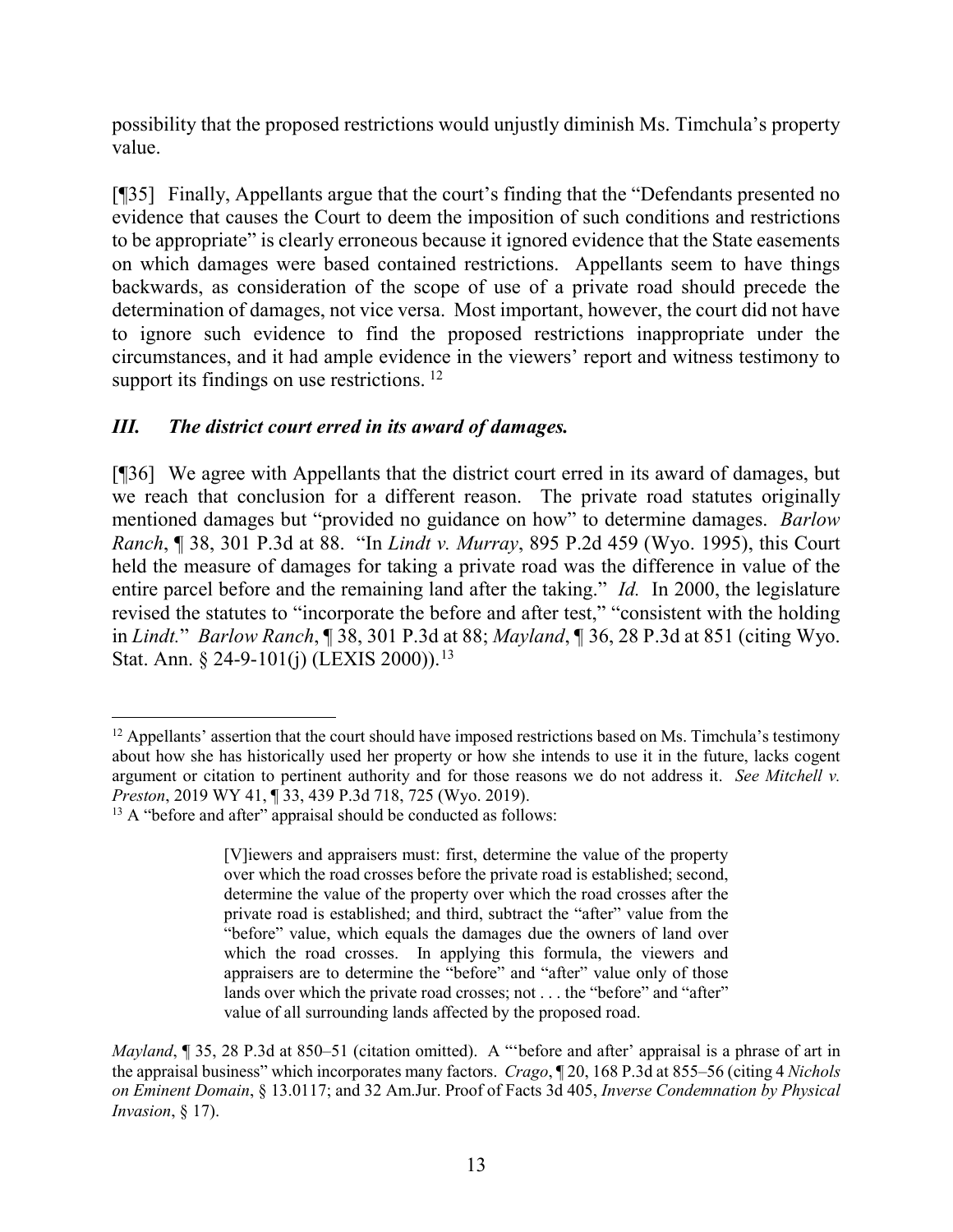possibility that the proposed restrictions would unjustly diminish Ms. Timchula's property value.

[¶35] Finally, Appellants argue that the court's finding that the "Defendants presented no evidence that causes the Court to deem the imposition of such conditions and restrictions to be appropriate" is clearly erroneous because it ignored evidence that the State easements on which damages were based contained restrictions. Appellants seem to have things backwards, as consideration of the scope of use of a private road should precede the determination of damages, not vice versa. Most important, however, the court did not have to ignore such evidence to find the proposed restrictions inappropriate under the circumstances, and it had ample evidence in the viewers' report and witness testimony to support its findings on use restrictions. [12]

### *III. The district court erred in its award of damages.*

[¶36] We agree with Appellants that the district court erred in its award of damages, but we reach that conclusion for a different reason. The private road statutes originally mentioned damages but "provided no guidance on how" to determine damages. *Barlow Ranch*, ¶ 38, 301 P.3d at 88. "In *Lindt v. Murray*, 895 P.2d 459 (Wyo. 1995), this Court held the measure of damages for taking a private road was the difference in value of the entire parcel before and the remaining land after the taking." *Id.* In 2000, the legislature revised the statutes to "incorporate the before and after test," "consistent with the holding in *Lindt.*" *Barlow Ranch*, ¶ 38, 301 P.3d at 88; *Mayland*, ¶ 36, 28 P.3d at 851 (citing Wyo. Stat. Ann. § 24-9-101(j) (LEXIS 2000)).[13]

---

[12] Appellants' assertion that the court should have imposed restrictions based on Ms. Timchula's testimony about how she has historically used her property or how she intends to use it in the future, lacks cogent argument or citation to pertinent authority and for those reasons we do not address it. *See Mitchell v. Preston*, 2019 WY 41, ¶ 33, 439 P.3d 718, 725 (Wyo. 2019).

[13] A "before and after" appraisal should be conducted as follows:

> [V]iewers and appraisers must: first, determine the value of the property over which the road crosses before the private road is established; second, determine the value of the property over which the road crosses after the private road is established; and third, subtract the "after" value from the "before" value, which equals the damages due the owners of land over which the road crosses. In applying this formula, the viewers and appraisers are to determine the "before" and "after" value only of those lands over which the private road crosses; not . . . the "before" and "after" value of all surrounding lands affected by the proposed road.

*Mayland*, ¶ 35, 28 P.3d at 850–51 (citation omitted). A "'before and after' appraisal is a phrase of art in the appraisal business" which incorporates many factors. *Crago*, ¶ 20, 168 P.3d at 855–56 (citing 4 *Nichols on Eminent Domain*, § 13.0117; and 32 Am.Jur. Proof of Facts 3d 405, *Inverse Condemnation by Physical Invasion*, § 17).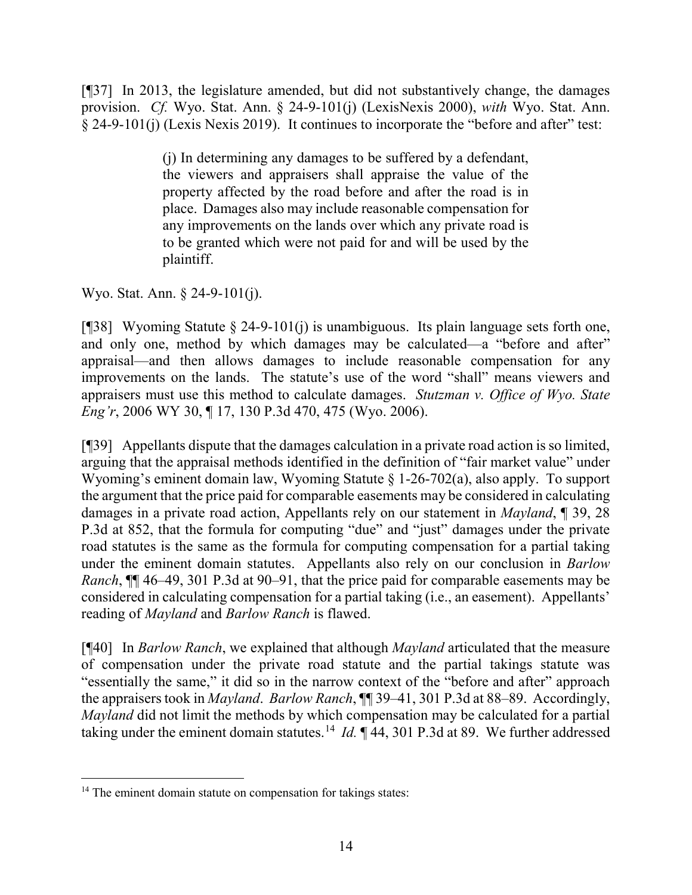[¶37] In 2013, the legislature amended, but did not substantively change, the damages provision. *Cf.* Wyo. Stat. Ann. § 24-9-101(j) (LexisNexis 2000), *with* Wyo. Stat. Ann. § 24-9-101(j) (Lexis Nexis 2019). It continues to incorporate the "before and after" test:

> (j) In determining any damages to be suffered by a defendant, the viewers and appraisers shall appraise the value of the property affected by the road before and after the road is in place. Damages also may include reasonable compensation for any improvements on the lands over which any private road is to be granted which were not paid for and will be used by the plaintiff.

Wyo. Stat. Ann. § 24-9-101(j).

[¶38] Wyoming Statute § 24-9-101(j) is unambiguous. Its plain language sets forth one, and only one, method by which damages may be calculated—a "before and after" appraisal—and then allows damages to include reasonable compensation for any improvements on the lands. The statute's use of the word "shall" means viewers and appraisers must use this method to calculate damages. *Stutzman v. Office of Wyo. State Eng'r*, 2006 WY 30, ¶ 17, 130 P.3d 470, 475 (Wyo. 2006).

[¶39] Appellants dispute that the damages calculation in a private road action is so limited, arguing that the appraisal methods identified in the definition of "fair market value" under Wyoming's eminent domain law, Wyoming Statute § 1-26-702(a), also apply. To support the argument that the price paid for comparable easements may be considered in calculating damages in a private road action, Appellants rely on our statement in *Mayland*, ¶ 39, 28 P.3d at 852, that the formula for computing "due" and "just" damages under the private road statutes is the same as the formula for computing compensation for a partial taking under the eminent domain statutes. Appellants also rely on our conclusion in *Barlow Ranch*, ¶¶ 46–49, 301 P.3d at 90–91, that the price paid for comparable easements may be considered in calculating compensation for a partial taking (i.e., an easement). Appellants' reading of *Mayland* and *Barlow Ranch* is flawed.

[¶40] In *Barlow Ranch*, we explained that although *Mayland* articulated that the measure of compensation under the private road statute and the partial takings statute was "essentially the same," it did so in the narrow context of the "before and after" approach the appraisers took in *Mayland*. *Barlow Ranch*, ¶¶ 39–41, 301 P.3d at 88–89. Accordingly, *Mayland* did not limit the methods by which compensation may be calculated for a partial taking under the eminent domain statutes.[14] *Id.* ¶ 44, 301 P.3d at 89. We further addressed

---

[14] The eminent domain statute on compensation for takings states: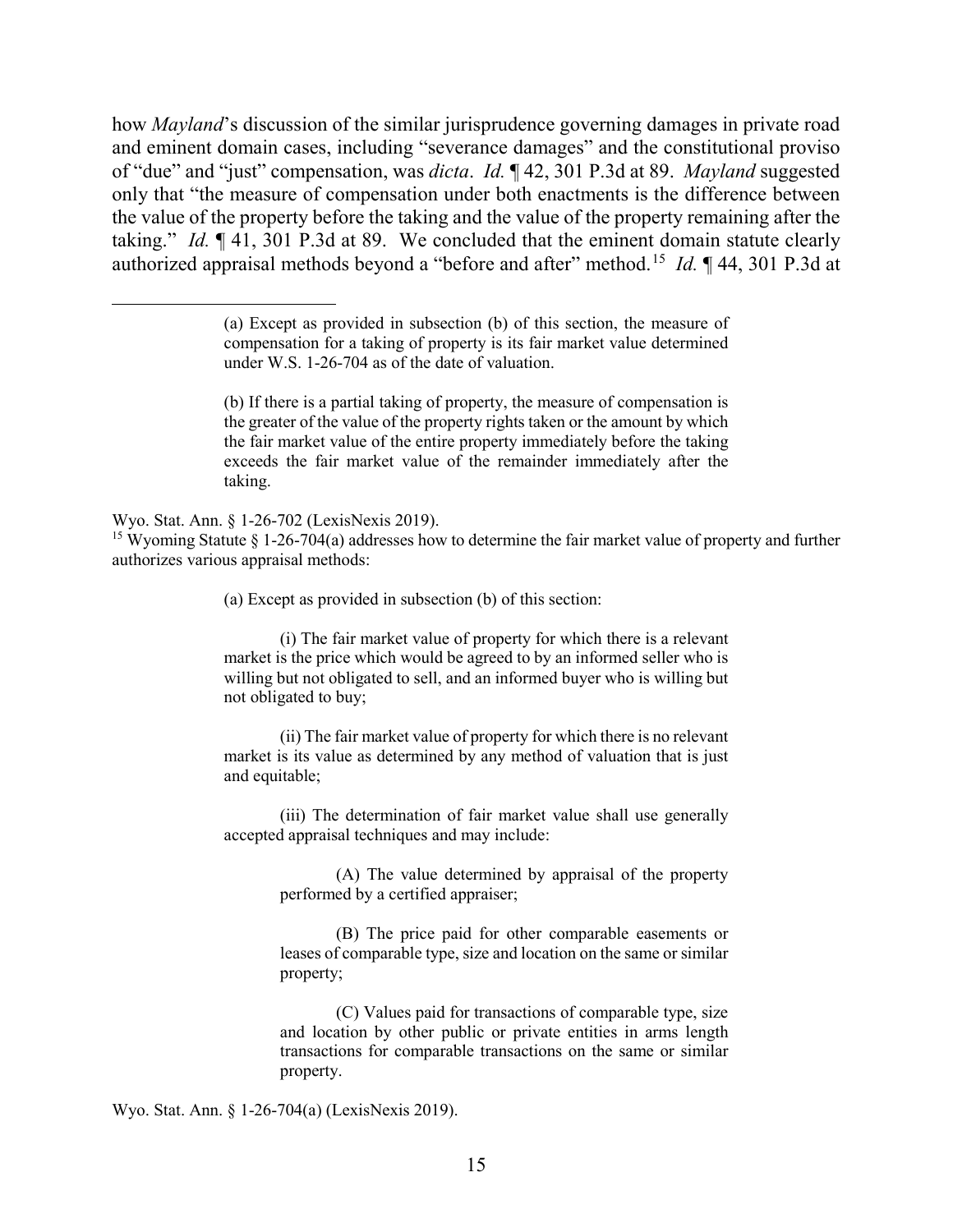how *Mayland*'s discussion of the similar jurisprudence governing damages in private road and eminent domain cases, including "severance damages" and the constitutional proviso of "due" and "just" compensation, was *dicta*. *Id.* ¶ 42, 301 P.3d at 89. *Mayland* suggested only that "the measure of compensation under both enactments is the difference between the value of the property before the taking and the value of the property remaining after the taking." *Id.* ¶ 41, 301 P.3d at 89. We concluded that the eminent domain statute clearly authorized appraisal methods beyond a "before and after" method.[15] *Id.* ¶ 44, 301 P.3d at

---

> (a) Except as provided in subsection (b) of this section, the measure of compensation for a taking of property is its fair market value determined under W.S. 1-26-704 as of the date of valuation.
>
> (b) If there is a partial taking of property, the measure of compensation is the greater of the value of the property rights taken or the amount by which the fair market value of the entire property immediately before the taking exceeds the fair market value of the remainder immediately after the taking.

Wyo. Stat. Ann. § 1-26-702 (LexisNexis 2019).

[15] Wyoming Statute § 1-26-704(a) addresses how to determine the fair market value of property and further authorizes various appraisal methods:

> (a) Except as provided in subsection (b) of this section:
>
> (i) The fair market value of property for which there is a relevant market is the price which would be agreed to by an informed seller who is willing but not obligated to sell, and an informed buyer who is willing but not obligated to buy;
>
> (ii) The fair market value of property for which there is no relevant market is its value as determined by any method of valuation that is just and equitable;
>
> (iii) The determination of fair market value shall use generally accepted appraisal techniques and may include:
>
> (A) The value determined by appraisal of the property performed by a certified appraiser;
>
> (B) The price paid for other comparable easements or leases of comparable type, size and location on the same or similar property;
>
> (C) Values paid for transactions of comparable type, size and location by other public or private entities in arms length transactions for comparable transactions on the same or similar property.

Wyo. Stat. Ann. § 1-26-704(a) (LexisNexis 2019).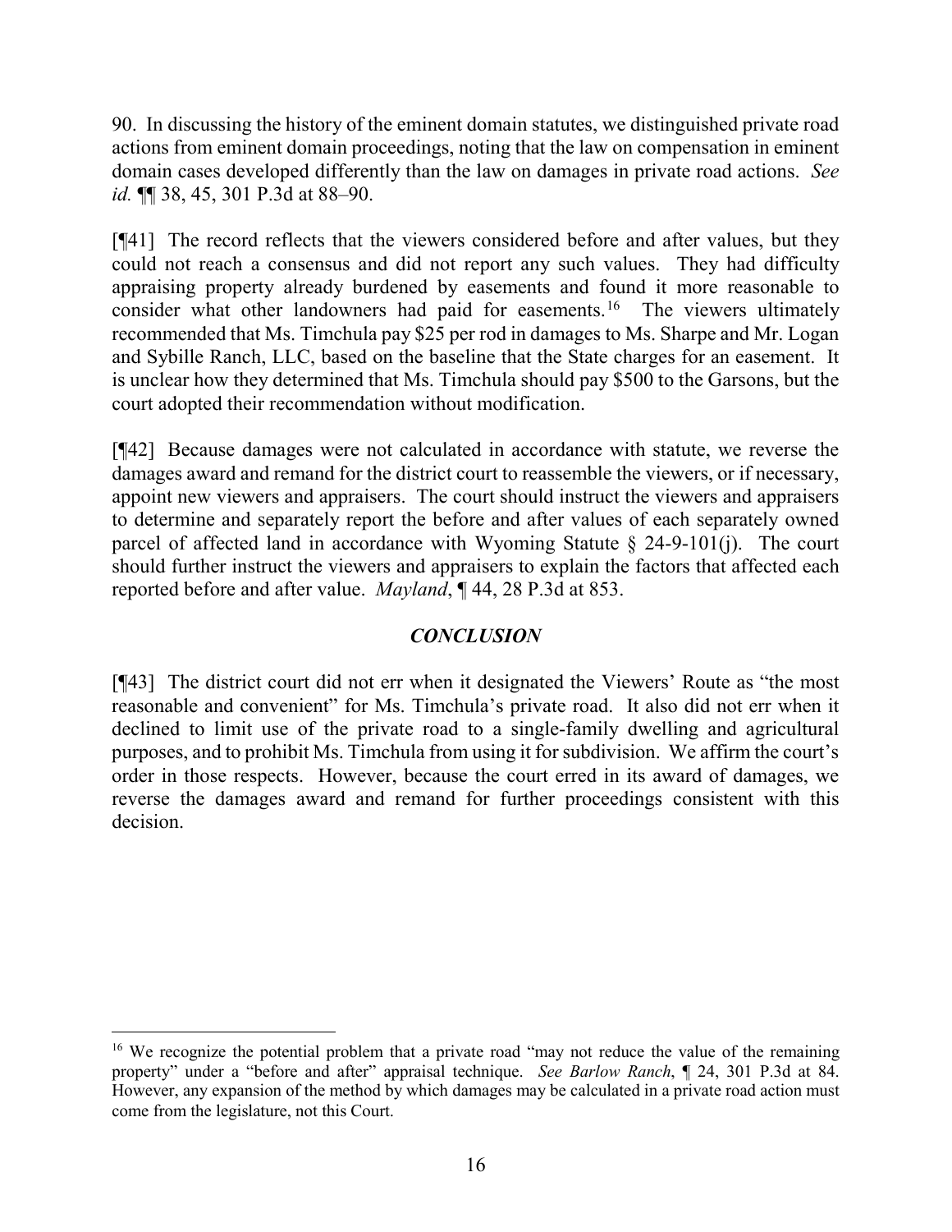90. In discussing the history of the eminent domain statutes, we distinguished private road actions from eminent domain proceedings, noting that the law on compensation in eminent domain cases developed differently than the law on damages in private road actions. *See id.* ¶¶ 38, 45, 301 P.3d at 88–90.

[¶41] The record reflects that the viewers considered before and after values, but they could not reach a consensus and did not report any such values. They had difficulty appraising property already burdened by easements and found it more reasonable to consider what other landowners had paid for easements.[16] The viewers ultimately recommended that Ms. Timchula pay $25 per rod in damages to Ms. Sharpe and Mr. Logan and Sybille Ranch, LLC, based on the baseline that the State charges for an easement. It is unclear how they determined that Ms. Timchula should pay $500 to the Garsons, but the court adopted their recommendation without modification.

[¶42] Because damages were not calculated in accordance with statute, we reverse the damages award and remand for the district court to reassemble the viewers, or if necessary, appoint new viewers and appraisers. The court should instruct the viewers and appraisers to determine and separately report the before and after values of each separately owned parcel of affected land in accordance with Wyoming Statute § 24-9-101(j). The court should further instruct the viewers and appraisers to explain the factors that affected each reported before and after value. *Mayland*, ¶ 44, 28 P.3d at 853.

## *CONCLUSION*

[¶43] The district court did not err when it designated the Viewers' Route as "the most reasonable and convenient" for Ms. Timchula's private road. It also did not err when it declined to limit use of the private road to a single-family dwelling and agricultural purposes, and to prohibit Ms. Timchula from using it for subdivision. We affirm the court's order in those respects. However, because the court erred in its award of damages, we reverse the damages award and remand for further proceedings consistent with this decision.

---

[16] We recognize the potential problem that a private road "may not reduce the value of the remaining property" under a "before and after" appraisal technique. *See Barlow Ranch*, ¶ 24, 301 P.3d at 84. However, any expansion of the method by which damages may be calculated in a private road action must come from the legislature, not this Court.